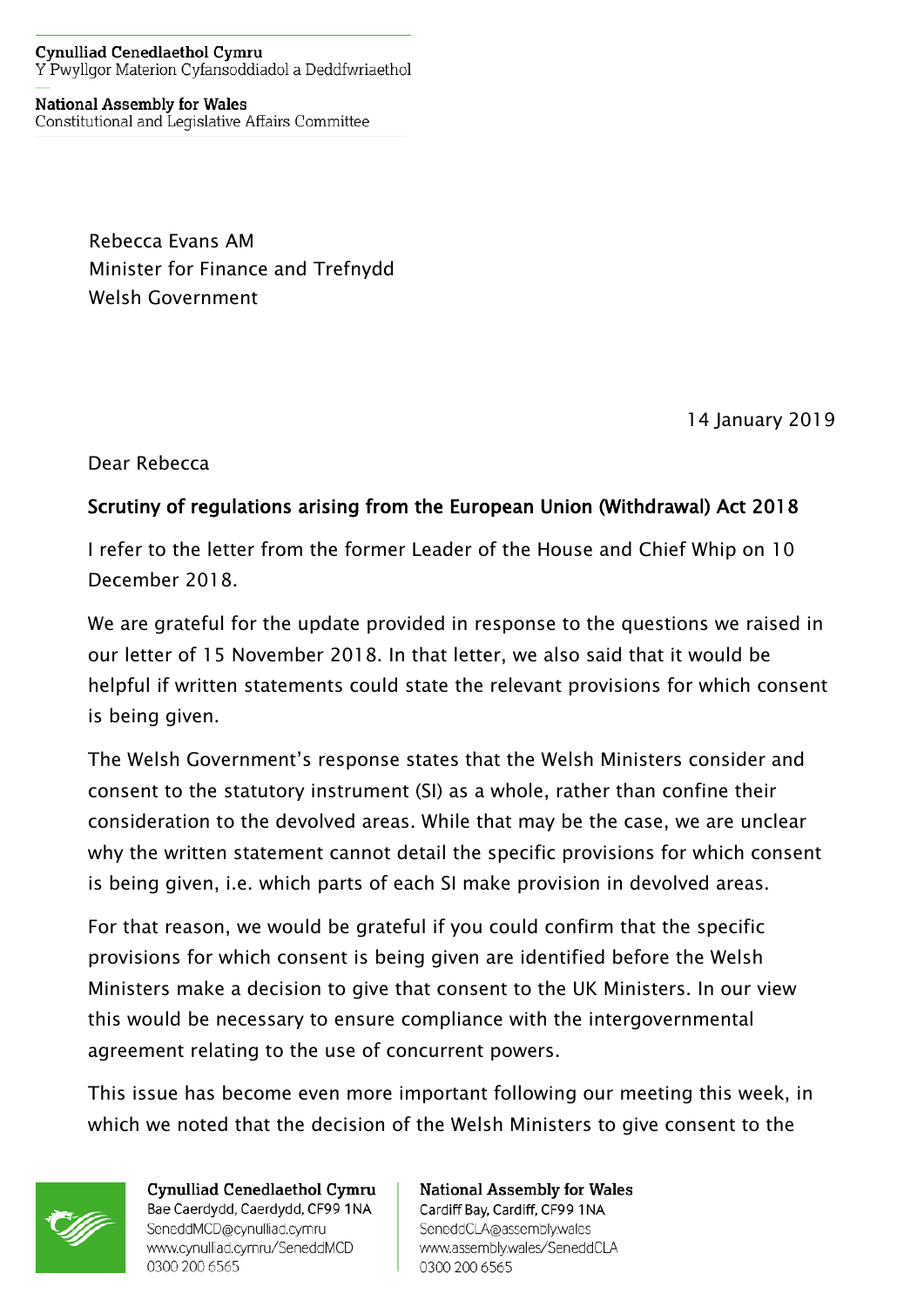**Cynulliad Cenedlaethol Cymru**
Y Pwyllgor Materion Cyfansoddiadol a Deddfwriaethol

**National Assembly for Wales**
Constitutional and Legislative Affairs Committee

Rebecca Evans AM
Minister for Finance and Trefnydd
Welsh Government

14 January 2019

Dear Rebecca

**Scrutiny of regulations arising from the European Union (Withdrawal) Act 2018**

I refer to the letter from the former Leader of the House and Chief Whip on 10 December 2018.

We are grateful for the update provided in response to the questions we raised in our letter of 15 November 2018. In that letter, we also said that it would be helpful if written statements could state the relevant provisions for which consent is being given.

The Welsh Government's response states that the Welsh Ministers consider and consent to the statutory instrument (SI) as a whole, rather than confine their consideration to the devolved areas. While that may be the case, we are unclear why the written statement cannot detail the specific provisions for which consent is being given, i.e. which parts of each SI make provision in devolved areas.

For that reason, we would be grateful if you could confirm that the specific provisions for which consent is being given are identified before the Welsh Ministers make a decision to give that consent to the UK Ministers. In our view this would be necessary to ensure compliance with the intergovernmental agreement relating to the use of concurrent powers.

This issue has become even more important following our meeting this week, in which we noted that the decision of the Welsh Ministers to give consent to the

**Cynulliad Cenedlaethol Cymru**
Bae Caerdydd, Caerdydd, CF99 1NA
SeneddMCD@cynulliad.cymru
www.cynulliad.cymru/SeneddMCD
0300 200 6565

**National Assembly for Wales**
Cardiff Bay, Cardiff, CF99 1NA
SeneddCLA@assembly.wales
www.assembly.wales/SeneddCLA
0300 200 6565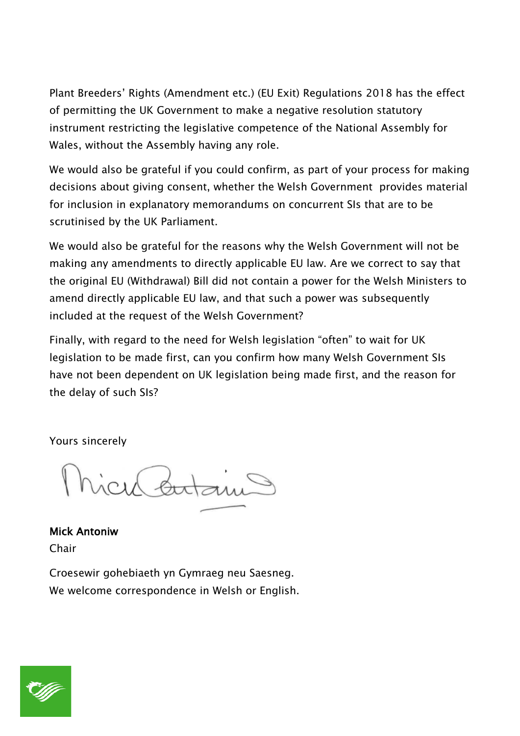Plant Breeders' Rights (Amendment etc.) (EU Exit) Regulations 2018 has the effect of permitting the UK Government to make a negative resolution statutory instrument restricting the legislative competence of the National Assembly for Wales, without the Assembly having any role.

We would also be grateful if you could confirm, as part of your process for making decisions about giving consent, whether the Welsh Government provides material for inclusion in explanatory memorandums on concurrent SIs that are to be scrutinised by the UK Parliament.

We would also be grateful for the reasons why the Welsh Government will not be making any amendments to directly applicable EU law. Are we correct to say that the original EU (Withdrawal) Bill did not contain a power for the Welsh Ministers to amend directly applicable EU law, and that such a power was subsequently included at the request of the Welsh Government?

Finally, with regard to the need for Welsh legislation "often" to wait for UK legislation to be made first, can you confirm how many Welsh Government SIs have not been dependent on UK legislation being made first, and the reason for the delay of such SIs?

Yours sincerely

**Mick Antoniw**
Chair

Croesewir gohebiaeth yn Gymraeg neu Saesneg.
We welcome correspondence in Welsh or English.